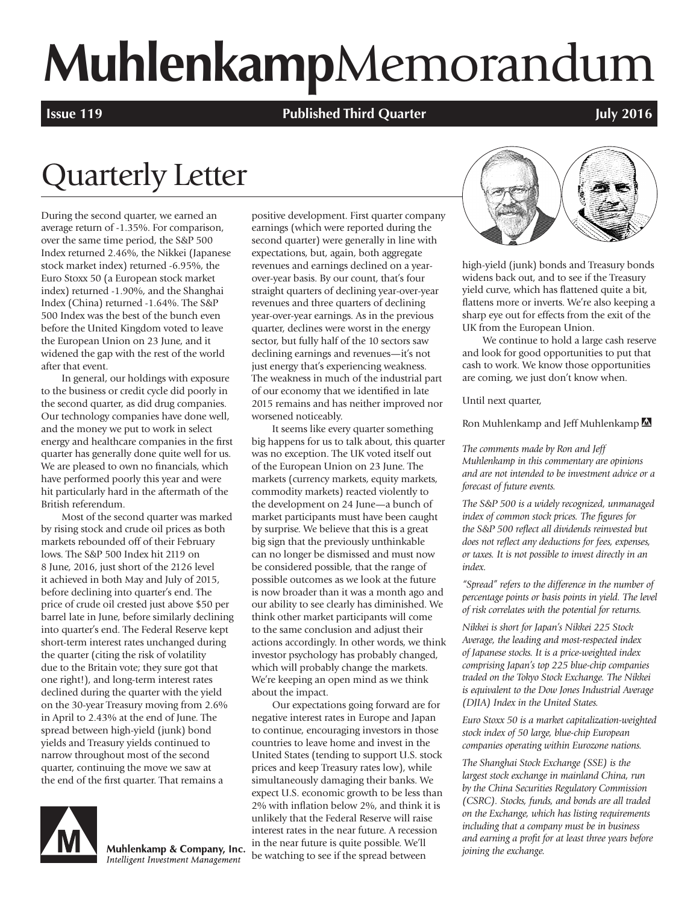# MuhlenkampMemorandum

**Issue 119** **Published Third Quarter** **July 2016**

## Quarterly Letter

During the second quarter, we earned an average return of -1.35%. For comparison, over the same time period, the S&P 500 Index returned 2.46%, the Nikkei (Japanese stock market index) returned -6.95%, the Euro Stoxx 50 (a European stock market index) returned -1.90%, and the Shanghai Index (China) returned -1.64%. The S&P 500 Index was the best of the bunch even before the United Kingdom voted to leave the European Union on 23 June, and it widened the gap with the rest of the world after that event.

In general, our holdings with exposure to the business or credit cycle did poorly in the second quarter, as did drug companies. Our technology companies have done well, and the money we put to work in select energy and healthcare companies in the first quarter has generally done quite well for us. We are pleased to own no financials, which have performed poorly this year and were hit particularly hard in the aftermath of the British referendum.

Most of the second quarter was marked by rising stock and crude oil prices as both markets rebounded off of their February lows. The S&P 500 Index hit 2119 on 8 June, 2016, just short of the 2126 level it achieved in both May and July of 2015, before declining into quarter's end. The price of crude oil crested just above $50 per barrel late in June, before similarly declining into quarter's end. The Federal Reserve kept short-term interest rates unchanged during the quarter (citing the risk of volatility due to the Britain vote; they sure got that one right!), and long-term interest rates declined during the quarter with the yield on the 30-year Treasury moving from 2.6% in April to 2.43% at the end of June. The spread between high-yield (junk) bond yields and Treasury yields continued to narrow throughout most of the second quarter, continuing the move we saw at the end of the first quarter. That remains a positive development. First quarter company earnings (which were reported during the second quarter) were generally in line with expectations, but, again, both aggregate revenues and earnings declined on a year-over-year basis. By our count, that's four straight quarters of declining year-over-year revenues and three quarters of declining year-over-year earnings. As in the previous quarter, declines were worst in the energy sector, but fully half of the 10 sectors saw declining earnings and revenues—it's not just energy that's experiencing weakness. The weakness in much of the industrial part of our economy that we identified in late 2015 remains and has neither improved nor worsened noticeably.

It seems like every quarter something big happens for us to talk about, this quarter was no exception. The UK voted itself out of the European Union on 23 June. The markets (currency markets, equity markets, commodity markets) reacted violently to the development on 24 June—a bunch of market participants must have been caught by surprise. We believe that this is a great big sign that the previously unthinkable can no longer be dismissed and must now be considered possible, that the range of possible outcomes as we look at the future is now broader than it was a month ago and our ability to see clearly has diminished. We think other market participants will come to the same conclusion and adjust their actions accordingly. In other words, we think investor psychology has probably changed, which will probably change the markets. We're keeping an open mind as we think about the impact.

Our expectations going forward are for negative interest rates in Europe and Japan to continue, encouraging investors in those countries to leave home and invest in the United States (tending to support U.S. stock prices and keep Treasury rates low), while simultaneously damaging their banks. We expect U.S. economic growth to be less than 2% with inflation below 2%, and think it is unlikely that the Federal Reserve will raise interest rates in the near future. A recession in the near future is quite possible. We'll be watching to see if the spread between high-yield (junk) bonds and Treasury bonds widens back out, and to see if the Treasury yield curve, which has flattened quite a bit, flattens more or inverts. We're also keeping a sharp eye out for effects from the exit of the UK from the European Union.

We continue to hold a large cash reserve and look for good opportunities to put that cash to work. We know those opportunities are coming, we just don't know when.

Until next quarter,

Ron Muhlenkamp and Jeff Muhlenkamp

*The comments made by Ron and Jeff Muhlenkamp in this commentary are opinions and are not intended to be investment advice or a forecast of future events.*

*The S&P 500 is a widely recognized, unmanaged index of common stock prices. The figures for the S&P 500 reflect all dividends reinvested but does not reflect any deductions for fees, expenses, or taxes. It is not possible to invest directly in an index.*

*"Spread" refers to the difference in the number of percentage points or basis points in yield. The level of risk correlates with the potential for returns.*

*Nikkei is short for Japan's Nikkei 225 Stock Average, the leading and most-respected index of Japanese stocks. It is a price-weighted index comprising Japan's top 225 blue-chip companies traded on the Tokyo Stock Exchange. The Nikkei is equivalent to the Dow Jones Industrial Average (DJIA) Index in the United States.*

*Euro Stoxx 50 is a market capitalization-weighted stock index of 50 large, blue-chip European companies operating within Eurozone nations.*

*The Shanghai Stock Exchange (SSE) is the largest stock exchange in mainland China, run by the China Securities Regulatory Commission (CSRC). Stocks, funds, and bonds are all traded on the Exchange, which has listing requirements including that a company must be in business and earning a profit for at least three years before joining the exchange.*

Muhlenkamp & Company, Inc.
*Intelligent Investment Management*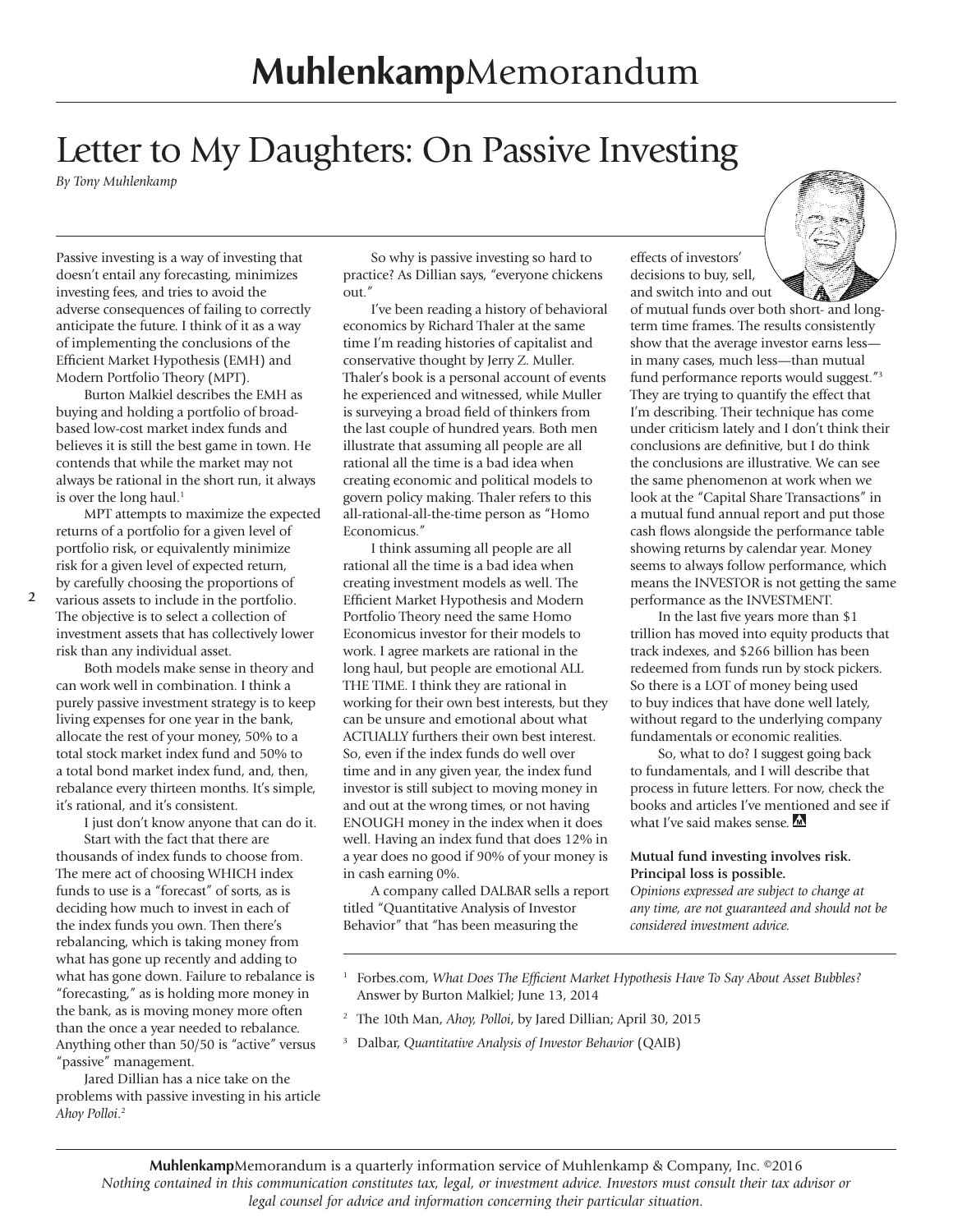#### MuhlenkampMemorandum

# Letter to My Daughters: On Passive Investing

*By Tony Muhlenkamp*

Passive investing is a way of investing that doesn't entail any forecasting, minimizes investing fees, and tries to avoid the adverse consequences of failing to correctly anticipate the future. I think of it as a way of implementing the conclusions of the Efficient Market Hypothesis (EMH) and Modern Portfolio Theory (MPT).

Burton Malkiel describes the EMH as buying and holding a portfolio of broad-based low-cost market index funds and believes it is still the best game in town. He contends that while the market may not always be rational in the short run, it always is over the long haul.[1]

MPT attempts to maximize the expected returns of a portfolio for a given level of portfolio risk, or equivalently minimize risk for a given level of expected return, by carefully choosing the proportions of various assets to include in the portfolio. The objective is to select a collection of investment assets that has collectively lower risk than any individual asset.

Both models make sense in theory and can work well in combination. I think a purely passive investment strategy is to keep living expenses for one year in the bank, allocate the rest of your money, 50% to a total stock market index fund and 50% to a total bond market index fund, and, then, rebalance every thirteen months. It's simple, it's rational, and it's consistent.

I just don't know anyone that can do it.

Start with the fact that there are thousands of index funds to choose from. The mere act of choosing WHICH index funds to use is a "forecast" of sorts, as is deciding how much to invest in each of the index funds you own. Then there's rebalancing, which is taking money from what has gone up recently and adding to what has gone down. Failure to rebalance is "forecasting," as is holding more money in the bank, as is moving money more often than the once a year needed to rebalance. Anything other than 50/50 is "active" versus "passive" management.

Jared Dillian has a nice take on the problems with passive investing in his article *Ahoy Polloi*.[2]

So why is passive investing so hard to practice? As Dillian says, "everyone chickens out."

I've been reading a history of behavioral economics by Richard Thaler at the same time I'm reading histories of capitalist and conservative thought by Jerry Z. Muller. Thaler's book is a personal account of events he experienced and witnessed, while Muller is surveying a broad field of thinkers from the last couple of hundred years. Both men illustrate that assuming all people are all rational all the time is a bad idea when creating economic and political models to govern policy making. Thaler refers to this all-rational-all-the-time person as "Homo Economicus."

I think assuming all people are all rational all the time is a bad idea when creating investment models as well. The Efficient Market Hypothesis and Modern Portfolio Theory need the same Homo Economicus investor for their models to work. I agree markets are rational in the long haul, but people are emotional ALL THE TIME. I think they are rational in working for their own best interests, but they can be unsure and emotional about what ACTUALLY furthers their own best interest. So, even if the index funds do well over time and in any given year, the index fund investor is still subject to moving money in and out at the wrong times, or not having ENOUGH money in the index when it does well. Having an index fund that does 12% in a year does no good if 90% of your money is in cash earning 0%.

A company called DALBAR sells a report titled "Quantitative Analysis of Investor Behavior" that "has been measuring the effects of investors' decisions to buy, sell, and switch into and out of mutual funds over both short- and long-term time frames. The results consistently show that the average investor earns less—in many cases, much less—than mutual fund performance reports would suggest."[3] They are trying to quantify the effect that I'm describing. Their technique has come under criticism lately and I don't think their conclusions are definitive, but I do think the conclusions are illustrative. We can see the same phenomenon at work when we look at the "Capital Share Transactions" in a mutual fund annual report and put those cash flows alongside the performance table showing returns by calendar year. Money seems to always follow performance, which means the INVESTOR is not getting the same performance as the INVESTMENT.

In the last five years more than $1 trillion has moved into equity products that track indexes, and $266 billion has been redeemed from funds run by stock pickers. So there is a LOT of money being used to buy indices that have done well lately, without regard to the underlying company fundamentals or economic realities.

So, what to do? I suggest going back to fundamentals, and I will describe that process in future letters. For now, check the books and articles I've mentioned and see if what I've said makes sense.

**Mutual fund investing involves risk. Principal loss is possible.**
*Opinions expressed are subject to change at any time, are not guaranteed and should not be considered investment advice.*

---

[1] Forbes.com, *What Does The Efficient Market Hypothesis Have To Say About Asset Bubbles?* Answer by Burton Malkiel; June 13, 2014

[2] The 10th Man, *Ahoy, Polloi*, by Jared Dillian; April 30, 2015

[3] Dalbar, *Quantitative Analysis of Investor Behavior* (QAIB)

**Muhlenkamp**Memorandum is a quarterly information service of Muhlenkamp & Company, Inc. ©2016
*Nothing contained in this communication constitutes tax, legal, or investment advice. Investors must consult their tax advisor or legal counsel for advice and information concerning their particular situation.*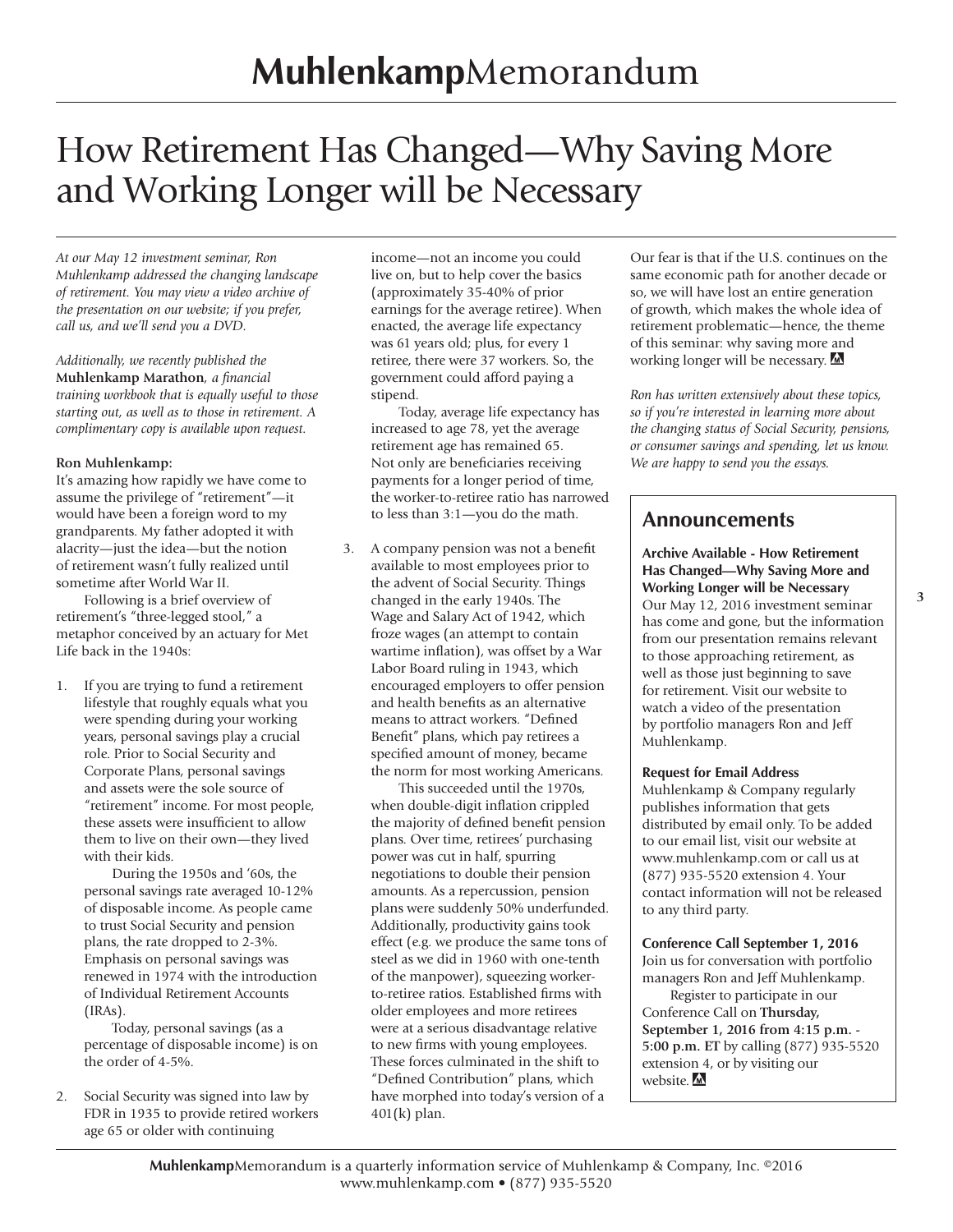# **Muhlenkamp**Memorandum

# How Retirement Has Changed—Why Saving More and Working Longer will be Necessary

*At our May 12 investment seminar, Ron Muhlenkamp addressed the changing landscape of retirement. You may view a video archive of the presentation on our website; if you prefer, call us, and we'll send you a DVD.*

*Additionally, we recently published the* **Muhlenkamp Marathon**, *a financial training workbook that is equally useful to those starting out, as well as to those in retirement. A complimentary copy is available upon request.*

**Ron Muhlenkamp:**

It's amazing how rapidly we have come to assume the privilege of "retirement"—it would have been a foreign word to my grandparents. My father adopted it with alacrity—just the idea—but the notion of retirement wasn't fully realized until sometime after World War II.

Following is a brief overview of retirement's "three-legged stool," a metaphor conceived by an actuary for Met Life back in the 1940s:

1. If you are trying to fund a retirement lifestyle that roughly equals what you were spending during your working years, personal savings play a crucial role. Prior to Social Security and Corporate Plans, personal savings and assets were the sole source of "retirement" income. For most people, these assets were insufficient to allow them to live on their own—they lived with their kids.

   During the 1950s and '60s, the personal savings rate averaged 10-12% of disposable income. As people came to trust Social Security and pension plans, the rate dropped to 2-3%. Emphasis on personal savings was renewed in 1974 with the introduction of Individual Retirement Accounts (IRAs).

   Today, personal savings (as a percentage of disposable income) is on the order of 4-5%.

2. Social Security was signed into law by FDR in 1935 to provide retired workers age 65 or older with continuing income—not an income you could live on, but to help cover the basics (approximately 35-40% of prior earnings for the average retiree). When enacted, the average life expectancy was 61 years old; plus, for every 1 retiree, there were 37 workers. So, the government could afford paying a stipend.

   Today, average life expectancy has increased to age 78, yet the average retirement age has remained 65. Not only are beneficiaries receiving payments for a longer period of time, the worker-to-retiree ratio has narrowed to less than 3:1—you do the math.

3. A company pension was not a benefit available to most employees prior to the advent of Social Security. Things changed in the early 1940s. The Wage and Salary Act of 1942, which froze wages (an attempt to contain wartime inflation), was offset by a War Labor Board ruling in 1943, which encouraged employers to offer pension and health benefits as an alternative means to attract workers. "Defined Benefit" plans, which pay retirees a specified amount of money, became the norm for most working Americans.

   This succeeded until the 1970s, when double-digit inflation crippled the majority of defined benefit pension plans. Over time, retirees' purchasing power was cut in half, spurring negotiations to double their pension amounts. As a repercussion, pension plans were suddenly 50% underfunded. Additionally, productivity gains took effect (e.g. we produce the same tons of steel as we did in 1960 with one-tenth of the manpower), squeezing worker-to-retiree ratios. Established firms with older employees and more retirees were at a serious disadvantage relative to new firms with young employees. These forces culminated in the shift to "Defined Contribution" plans, which have morphed into today's version of a 401(k) plan.

Our fear is that if the U.S. continues on the same economic path for another decade or so, we will have lost an entire generation of growth, which makes the whole idea of retirement problematic—hence, the theme of this seminar: why saving more and working longer will be necessary.

*Ron has written extensively about these topics, so if you're interested in learning more about the changing status of Social Security, pensions, or consumer savings and spending, let us know. We are happy to send you the essays.*

## Announcements

**Archive Available - How Retirement Has Changed—Why Saving More and Working Longer will be Necessary**

Our May 12, 2016 investment seminar has come and gone, but the information from our presentation remains relevant to those approaching retirement, as well as those just beginning to save for retirement. Visit our website to watch a video of the presentation by portfolio managers Ron and Jeff Muhlenkamp.

**Request for Email Address**

Muhlenkamp & Company regularly publishes information that gets distributed by email only. To be added to our email list, visit our website at www.muhlenkamp.com or call us at (877) 935-5520 extension 4. Your contact information will not be released to any third party.

**Conference Call September 1, 2016**

Join us for conversation with portfolio managers Ron and Jeff Muhlenkamp.

Register to participate in our Conference Call on **Thursday, September 1, 2016 from 4:15 p.m. - 5:00 p.m. ET** by calling (877) 935-5520 extension 4, or by visiting our website.

**Muhlenkamp**Memorandum is a quarterly information service of Muhlenkamp & Company, Inc. ©2016
www.muhlenkamp.com • (877) 935-5520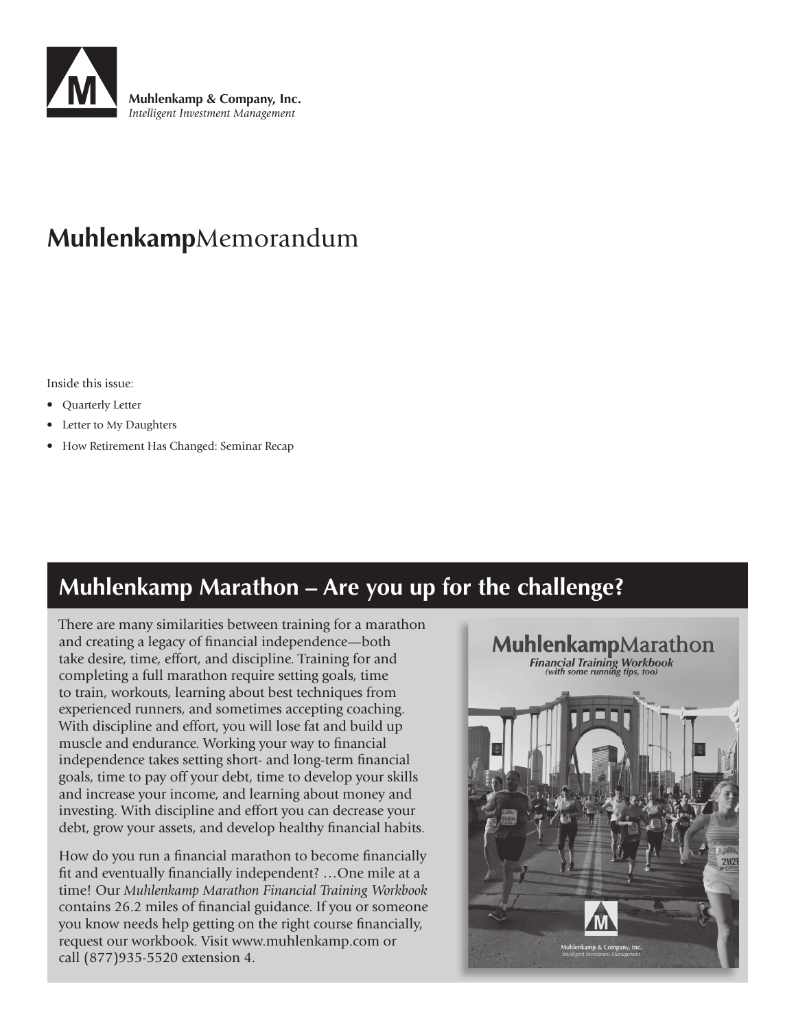Muhlenkamp & Company, Inc.
*Intelligent Investment Management*

# **Muhlenkamp**Memorandum

Inside this issue:

- Quarterly Letter
- Letter to My Daughters
- How Retirement Has Changed: Seminar Recap

## Muhlenkamp Marathon – Are you up for the challenge?

There are many similarities between training for a marathon and creating a legacy of financial independence—both take desire, time, effort, and discipline. Training for and completing a full marathon require setting goals, time to train, workouts, learning about best techniques from experienced runners, and sometimes accepting coaching. With discipline and effort, you will lose fat and build up muscle and endurance. Working your way to financial independence takes setting short- and long-term financial goals, time to pay off your debt, time to develop your skills and increase your income, and learning about money and investing. With discipline and effort you can decrease your debt, grow your assets, and develop healthy financial habits.

How do you run a financial marathon to become financially fit and eventually financially independent? …One mile at a time! Our *Muhlenkamp Marathon Financial Training Workbook* contains 26.2 miles of financial guidance. If you or someone you know needs help getting on the right course financially, request our workbook. Visit www.muhlenkamp.com or call (877)935-5520 extension 4.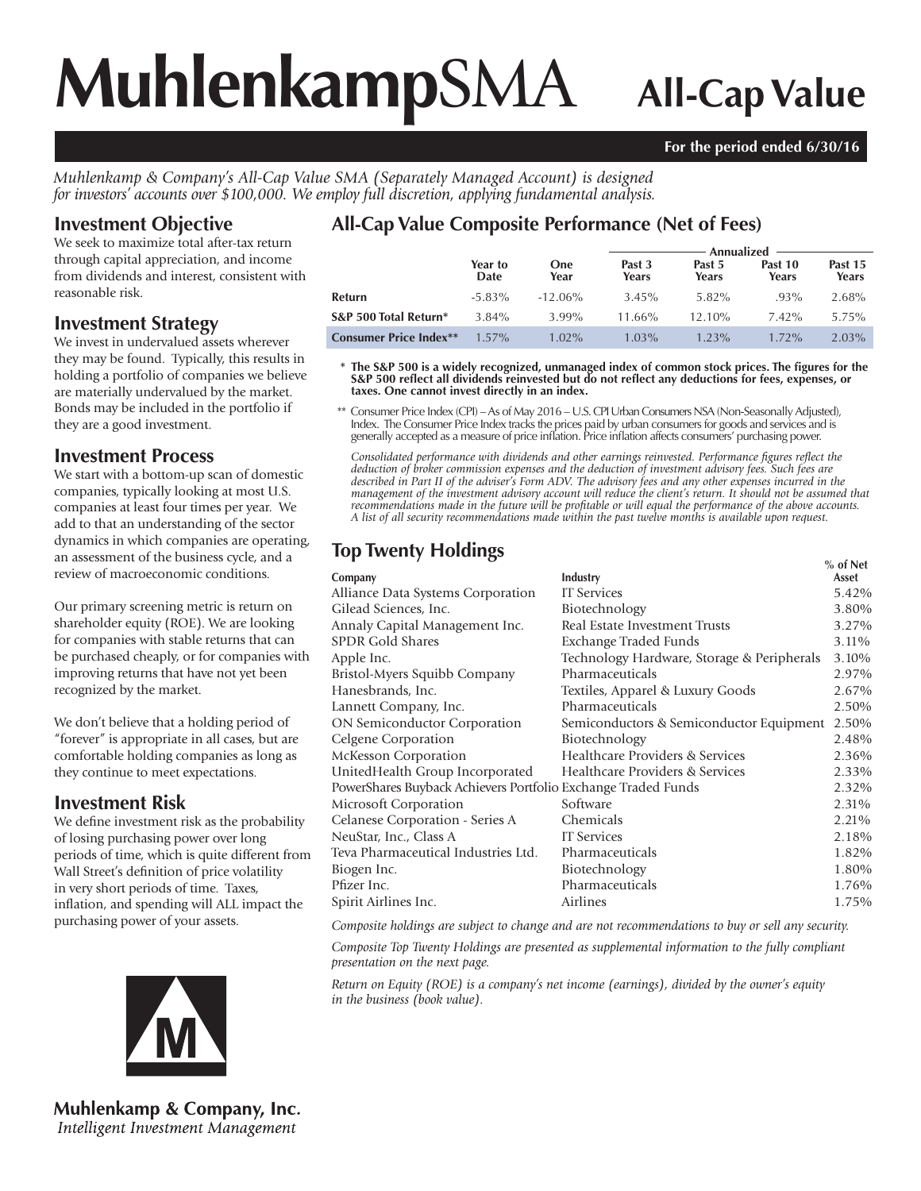# MuhlenkampSMA All-Cap Value

**For the period ended 6/30/16**

*Muhlenkamp & Company's All-Cap Value SMA (Separately Managed Account) is designed for investors' accounts over $100,000. We employ full discretion, applying fundamental analysis.*

## Investment Objective

We seek to maximize total after-tax return through capital appreciation, and income from dividends and interest, consistent with reasonable risk.

## Investment Strategy

We invest in undervalued assets wherever they may be found. Typically, this results in holding a portfolio of companies we believe are materially undervalued by the market. Bonds may be included in the portfolio if they are a good investment.

## Investment Process

We start with a bottom-up scan of domestic companies, typically looking at most U.S. companies at least four times per year. We add to that an understanding of the sector dynamics in which companies are operating, an assessment of the business cycle, and a review of macroeconomic conditions.

Our primary screening metric is return on shareholder equity (ROE). We are looking for companies with stable returns that can be purchased cheaply, or for companies with improving returns that have not yet been recognized by the market.

We don't believe that a holding period of "forever" is appropriate in all cases, but are comfortable holding companies as long as they continue to meet expectations.

## Investment Risk

We define investment risk as the probability of losing purchasing power over long periods of time, which is quite different from Wall Street's definition of price volatility in very short periods of time. Taxes, inflation, and spending will ALL impact the purchasing power of your assets.

## All-Cap Value Composite Performance (Net of Fees)

| | Year to Date | One Year | Past 3 Years (Annualized) | Past 5 Years (Annualized) | Past 10 Years (Annualized) | Past 15 Years (Annualized) |
|---|---|---|---|---|---|---|
| **Return** | -5.83% | -12.06% | 3.45% | 5.82% | .93% | 2.68% |
| **S&P 500 Total Return*** | 3.84% | 3.99% | 11.66% | 12.10% | 7.42% | 5.75% |
| **Consumer Price Index**** | 1.57% | 1.02% | 1.03% | 1.23% | 1.72% | 2.03% |

\* **The S&P 500 is a widely recognized, unmanaged index of common stock prices. The figures for the S&P 500 reflect all dividends reinvested but do not reflect any deductions for fees, expenses, or taxes. One cannot invest directly in an index.**

\*\* Consumer Price Index (CPI) – As of May 2016 – U.S. CPI Urban Consumers NSA (Non-Seasonally Adjusted), Index. The Consumer Price Index tracks the prices paid by urban consumers for goods and services and is generally accepted as a measure of price inflation. Price inflation affects consumers' purchasing power.

*Consolidated performance with dividends and other earnings reinvested. Performance figures reflect the deduction of broker commission expenses and the deduction of investment advisory fees. Such fees are described in Part II of the adviser's Form ADV. The advisory fees and any other expenses incurred in the management of the investment advisory account will reduce the client's return. It should not be assumed that recommendations made in the future will be profitable or will equal the performance of the above accounts. A list of all security recommendations made within the past twelve months is available upon request.*

## Top Twenty Holdings

| Company | Industry | % of Net Asset |
|---|---|---|
| Alliance Data Systems Corporation | IT Services | 5.42% |
| Gilead Sciences, Inc. | Biotechnology | 3.80% |
| Annaly Capital Management Inc. | Real Estate Investment Trusts | 3.27% |
| SPDR Gold Shares | Exchange Traded Funds | 3.11% |
| Apple Inc. | Technology Hardware, Storage & Peripherals | 3.10% |
| Bristol-Myers Squibb Company | Pharmaceuticals | 2.97% |
| Hanesbrands, Inc. | Textiles, Apparel & Luxury Goods | 2.67% |
| Lannett Company, Inc. | Pharmaceuticals | 2.50% |
| ON Semiconductor Corporation | Semiconductors & Semiconductor Equipment | 2.50% |
| Celgene Corporation | Biotechnology | 2.48% |
| McKesson Corporation | Healthcare Providers & Services | 2.36% |
| UnitedHealth Group Incorporated | Healthcare Providers & Services | 2.33% |
| PowerShares Buyback Achievers Portfolio | Exchange Traded Funds | 2.32% |
| Microsoft Corporation | Software | 2.31% |
| Celanese Corporation - Series A | Chemicals | 2.21% |
| NeuStar, Inc., Class A | IT Services | 2.18% |
| Teva Pharmaceutical Industries Ltd. | Pharmaceuticals | 1.82% |
| Biogen Inc. | Biotechnology | 1.80% |
| Pfizer Inc. | Pharmaceuticals | 1.76% |
| Spirit Airlines Inc. | Airlines | 1.75% |

*Composite holdings are subject to change and are not recommendations to buy or sell any security.*

*Composite Top Twenty Holdings are presented as supplemental information to the fully compliant presentation on the next page.*

*Return on Equity (ROE) is a company's net income (earnings), divided by the owner's equity in the business (book value).*

**Muhlenkamp & Company, Inc.**
*Intelligent Investment Management*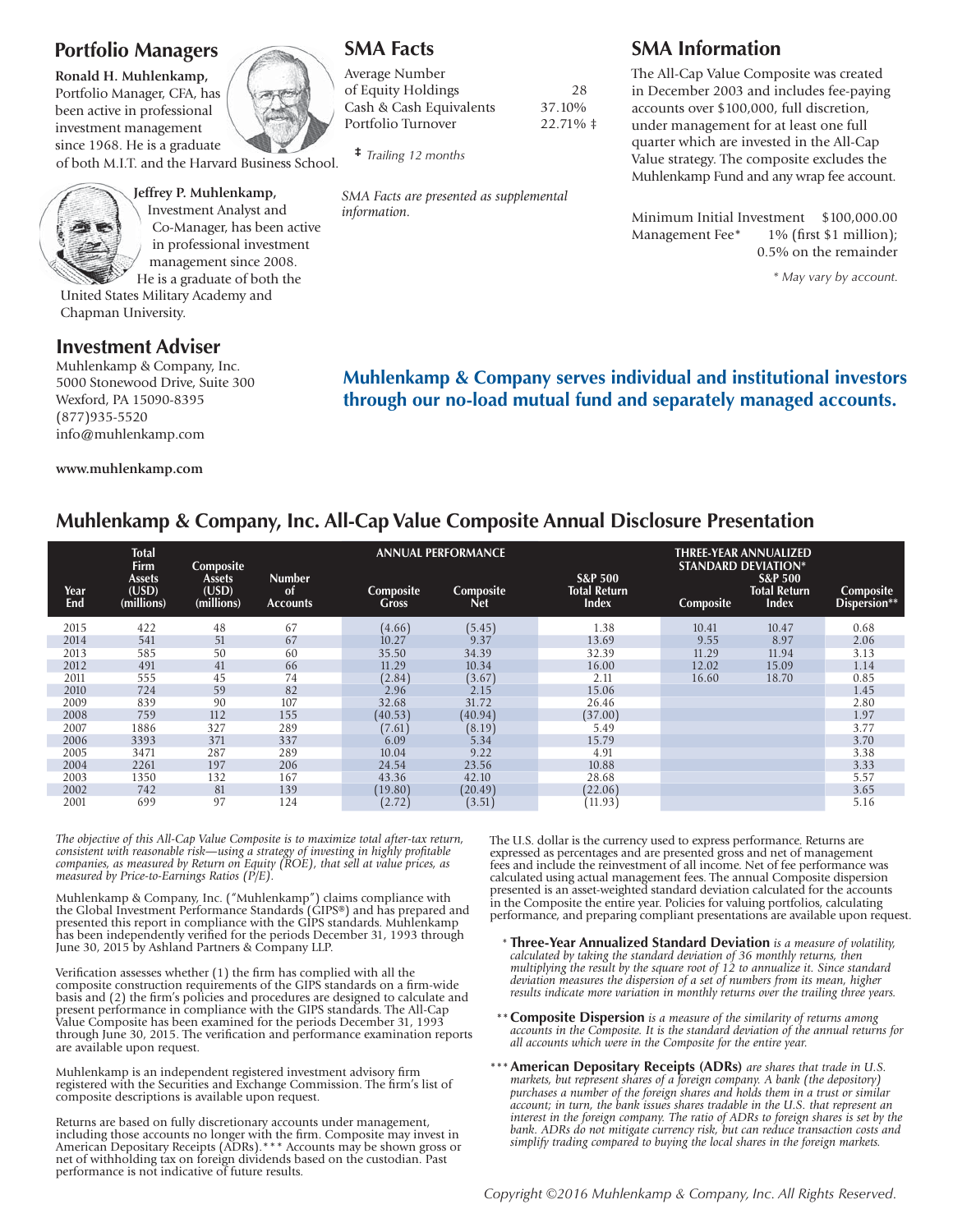## Portfolio Managers

**Ronald H. Muhlenkamp,** Portfolio Manager, CFA, has been active in professional investment management since 1968. He is a graduate of both M.I.T. and the Harvard Business School.

**Jeffrey P. Muhlenkamp,** Investment Analyst and Co-Manager, has been active in professional investment management since 2008. He is a graduate of both the United States Military Academy and Chapman University.

## Investment Adviser

Muhlenkamp & Company, Inc.
5000 Stonewood Drive, Suite 300
Wexford, PA 15090-8395
(877)935-5520
info@muhlenkamp.com

**www.muhlenkamp.com**

## SMA Facts

| | |
|---|---|
| Average Number of Equity Holdings | 28 |
| Cash & Cash Equivalents | 37.10% |
| Portfolio Turnover | 22.71% ‡ |

‡ *Trailing 12 months*

*SMA Facts are presented as supplemental information.*

## SMA Information

The All-Cap Value Composite was created in December 2003 and includes fee-paying accounts over $100,000, full discretion, under management for at least one full quarter which are invested in the All-Cap Value strategy. The composite excludes the Muhlenkamp Fund and any wrap fee account.

| | |
|---|---|
| Minimum Initial Investment | $100,000.00 |
| Management Fee* | 1% (first $1 million); 0.5% on the remainder |

*\* May vary by account.*

**Muhlenkamp & Company serves individual and institutional investors through our no-load mutual fund and separately managed accounts.**

## Muhlenkamp & Company, Inc. All-Cap Value Composite Annual Disclosure Presentation

| Year End | Total Firm Assets (USD) (millions) | Composite Assets (USD) (millions) | Number of Accounts | ANNUAL PERFORMANCE Composite Gross | Composite Net | S&P 500 Total Return Index | THREE-YEAR ANNUALIZED STANDARD DEVIATION* Composite | S&P 500 Total Return Index | Composite Dispersion** |
|---|---|---|---|---|---|---|---|---|---|
| 2015 | 422 | 48 | 67 | (4.66) | (5.45) | 1.38 | 10.41 | 10.47 | 0.68 |
| 2014 | 541 | 51 | 67 | 10.27 | 9.37 | 13.69 | 9.55 | 8.97 | 2.06 |
| 2013 | 585 | 50 | 60 | 35.50 | 34.39 | 32.39 | 11.29 | 11.94 | 3.13 |
| 2012 | 491 | 41 | 66 | 11.29 | 10.34 | 16.00 | 12.02 | 15.09 | 1.14 |
| 2011 | 555 | 45 | 74 | (2.84) | (3.67) | 2.11 | 16.60 | 18.70 | 0.85 |
| 2010 | 724 | 59 | 82 | 2.96 | 2.15 | 15.06 | | | 1.45 |
| 2009 | 839 | 90 | 107 | 32.68 | 31.72 | 26.46 | | | 2.80 |
| 2008 | 759 | 112 | 155 | (40.53) | (40.94) | (37.00) | | | 1.97 |
| 2007 | 1886 | 327 | 289 | (7.61) | (8.19) | 5.49 | | | 3.77 |
| 2006 | 3393 | 371 | 337 | 6.09 | 5.34 | 15.79 | | | 3.70 |
| 2005 | 3471 | 287 | 289 | 10.04 | 9.22 | 4.91 | | | 3.38 |
| 2004 | 2261 | 197 | 206 | 24.54 | 23.56 | 10.88 | | | 3.33 |
| 2003 | 1350 | 132 | 167 | 43.36 | 42.10 | 28.68 | | | 5.57 |
| 2002 | 742 | 81 | 139 | (19.80) | (20.49) | (22.06) | | | 3.65 |
| 2001 | 699 | 97 | 124 | (2.72) | (3.51) | (11.93) | | | 5.16 |

*The objective of this All-Cap Value Composite is to maximize total after-tax return, consistent with reasonable risk—using a strategy of investing in highly profitable companies, as measured by Return on Equity (ROE), that sell at value prices, as measured by Price-to-Earnings Ratios (P/E).*

Muhlenkamp & Company, Inc. ("Muhlenkamp") claims compliance with the Global Investment Performance Standards (GIPS®) and has prepared and presented this report in compliance with the GIPS standards. Muhlenkamp has been independently verified for the periods December 31, 1993 through June 30, 2015 by Ashland Partners & Company LLP.

Verification assesses whether (1) the firm has complied with all the composite construction requirements of the GIPS standards on a firm-wide basis and (2) the firm's policies and procedures are designed to calculate and present performance in compliance with the GIPS standards. The All-Cap Value Composite has been examined for the periods December 31, 1993 through June 30, 2015. The verification and performance examination reports are available upon request.

Muhlenkamp is an independent registered investment advisory firm registered with the Securities and Exchange Commission. The firm's list of composite descriptions is available upon request.

Returns are based on fully discretionary accounts under management, including those accounts no longer with the firm. Composite may invest in American Depositary Receipts (ADRs).*** Accounts may be shown gross or net of withholding tax on foreign dividends based on the custodian. Past performance is not indicative of future results.

The U.S. dollar is the currency used to express performance. Returns are expressed as percentages and are presented gross and net of management fees and include the reinvestment of all income. Net of fee performance was calculated using actual management fees. The annual Composite dispersion presented is an asset-weighted standard deviation calculated for the accounts in the Composite the entire year. Policies for valuing portfolios, calculating performance, and preparing compliant presentations are available upon request.

\* **Three-Year Annualized Standard Deviation** *is a measure of volatility, calculated by taking the standard deviation of 36 monthly returns, then multiplying the result by the square root of 12 to annualize it. Since standard deviation measures the dispersion of a set of numbers from its mean, higher results indicate more variation in monthly returns over the trailing three years.*

\*\* **Composite Dispersion** *is a measure of the similarity of returns among accounts in the Composite. It is the standard deviation of the annual returns for all accounts which were in the Composite for the entire year.*

\*\*\* **American Depositary Receipts (ADRs)** *are shares that trade in U.S. markets, but represent shares of a foreign company. A bank (the depository) purchases a number of the foreign shares and holds them in a trust or similar account; in turn, the bank issues shares tradable in the U.S. that represent an interest in the foreign company. The ratio of ADRs to foreign shares is set by the bank. ADRs do not mitigate currency risk, but can reduce transaction costs and simplify trading compared to buying the local shares in the foreign markets.*

*Copyright ©2016 Muhlenkamp & Company, Inc. All Rights Reserved.*